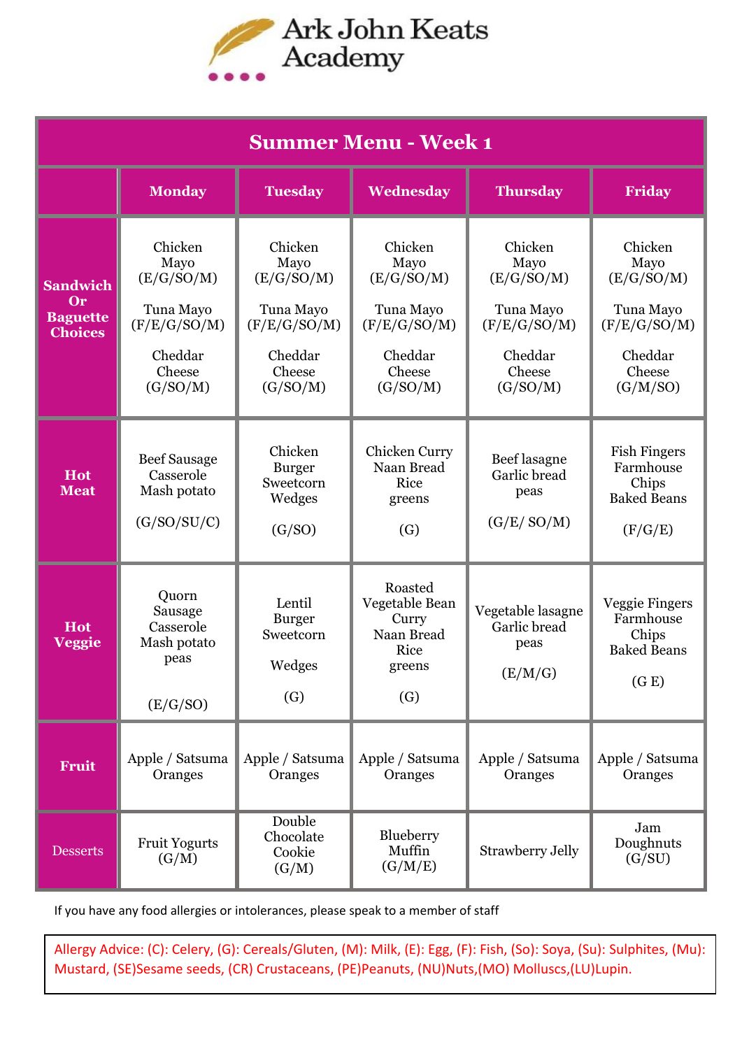# Ark John Keats Academy

| Summer Menu - Week 1 | | | | | |
|---|---|---|---|---|---|
| | **Monday** | **Tuesday** | **Wednesday** | **Thursday** | **Friday** |
| **Sandwich Or Baguette Choices** | Chicken Mayo (E/G/SO/M)<br><br>Tuna Mayo (F/E/G/SO/M)<br><br>Cheddar Cheese (G/SO/M) | Chicken Mayo (E/G/SO/M)<br><br>Tuna Mayo (F/E/G/SO/M)<br><br>Cheddar Cheese (G/SO/M) | Chicken Mayo (E/G/SO/M)<br><br>Tuna Mayo (F/E/G/SO/M)<br><br>Cheddar Cheese (G/SO/M) | Chicken Mayo (E/G/SO/M)<br><br>Tuna Mayo (F/E/G/SO/M)<br><br>Cheddar Cheese (G/SO/M) | Chicken Mayo (E/G/SO/M)<br><br>Tuna Mayo (F/E/G/SO/M)<br><br>Cheddar Cheese (G/M/SO) |
| **Hot Meat** | Beef Sausage Casserole Mash potato<br><br>(G/SO/SU/C) | Chicken Burger Sweetcorn Wedges<br><br>(G/SO) | Chicken Curry Naan Bread Rice greens<br><br>(G) | Beef lasagne Garlic bread peas<br><br>(G/E/ SO/M) | Fish Fingers Farmhouse Chips Baked Beans<br><br>(F/G/E) |
| **Hot Veggie** | Quorn Sausage Casserole Mash potato peas<br><br>(E/G/SO) | Lentil Burger Sweetcorn<br><br>Wedges<br><br>(G) | Roasted Vegetable Bean Curry Naan Bread Rice greens<br><br>(G) | Vegetable lasagne Garlic bread peas<br><br>(E/M/G) | Veggie Fingers Farmhouse Chips Baked Beans<br><br>(G E) |
| **Fruit** | Apple / Satsuma Oranges | Apple / Satsuma Oranges | Apple / Satsuma Oranges | Apple / Satsuma Oranges | Apple / Satsuma Oranges |
| Desserts | Fruit Yogurts (G/M) | Double Chocolate Cookie (G/M) | Blueberry Muffin (G/M/E) | Strawberry Jelly | Jam Doughnuts (G/SU) |

If you have any food allergies or intolerances, please speak to a member of staff

Allergy Advice: (C): Celery, (G): Cereals/Gluten, (M): Milk, (E): Egg, (F): Fish, (So): Soya, (Su): Sulphites, (Mu): Mustard, (SE)Sesame seeds, (CR) Crustaceans, (PE)Peanuts, (NU)Nuts,(MO) Molluscs,(LU)Lupin.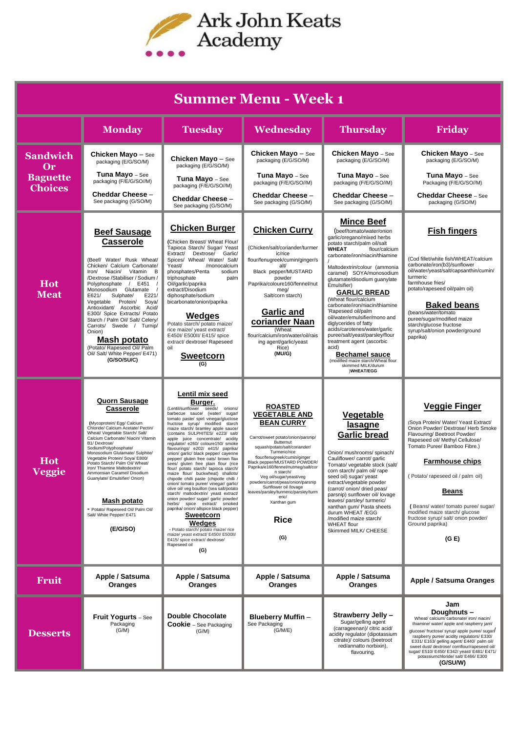# Ark John Keats Academy

## Summer Menu - Week 1

| | Monday | Tuesday | Wednesday | Thursday | Friday |
|---|---|---|---|---|---|
| **Sandwich Or Baguette Choices** | **Chicken Mayo** – See packaging (E/G/SO/M) **Tuna Mayo** – See packaging (F/E/G/SO//M) **Cheddar Cheese** – See packaging (G/SO/M) | **Chicken Mayo** – See packaging (E/G/SO/M) **Tuna Mayo** – See packaging (F/E/G/SO//M) **Cheddar Cheese** – See packaging (G/SO/M) | **Chicken Mayo** – See packaging (E/G/SO/M) **Tuna Mayo** – See packaging (F/E/G/SO//M) **Cheddar Cheese** – See packaging (G/SO/M) | **Chicken Mayo** – See packaging (E/G/SO/M) **Tuna Mayo** – See packaging (F/E/G/SO//M) **Cheddar Cheese** – See packaging (G/SO/M) | **Chicken Mayo** – See packaging (E/G/SO/M) **Tuna Mayo** – See Packaging (F/E/G/SO//M) **Cheddar Cheese** – See packaging (G/SO/M) |
| **Hot Meat** | **Beef Sausage Casserole** (Beef/ Water/ Rusk Wheat/ Chicken/ Calcium Carbonate/ Iron/ Niacin/ Vitamin B /Dextrose /Stabiliser / Sodium / Polyphosphate / E451 / Monosodium Glutamate / E621/ Sulphate/ E221/ Vegetable Protein/ Soya/ Antioxidant/ Ascorbic Acid/ E300/ Spice Extracts/ Potato Starch / Palm Oil/ Salt/ Celery/ Carrots/ Swede / Turnip/ Onion) **Mash potato** (Potato/ Rapeseed Oil/ Palm Oil/ Salt/ White Pepper/ E471) **(G/SO/SU/C)** | **Chicken Burger** (Chicken Breast/ Wheat Flour/ Tapioca Starch/ Sugar/ Yeast Extract/ Dextrose/ Garlic/ Spices/ Wheat/ Water/ Salt/ Yeast/ /monocalcium triphosphate phosphates/Penta sodium palm Oil/garlic/paprika extract/Disodium diphosphate/sodium bicarbonate/onion/paprika **Wedges** Potato starch/ potato maize/ rice maize/ yeast extract/ E450I/ E500II/ E415/ spice extract/ dextrose/ Rapeseed oil **Sweetcorn** **(G)** | **Chicken Curry** (Chicken/salt/coriander/turmeric/rice flour/fenugreek/cumin/ginger/salt/ Black pepper/MUSTARD powder Paprika/coloure160/fennel/nutmeg/ Salt/corn starch) **Garlic and coriander Naan** (Wheat flour/calcium/iron/water/oil/raising agent/garlic/yeast Rice) **(MU/G)** | **Mince Beef** (beef/tomato/water/onion garlic/oregano/mixed herbs potato starch/palm oil/salt **WHEAT** flour/calcium carbonate/iron/niacin/thiamine / Maltodextrin/colour (ammonia caramel) SOYA/monosodium glutamate/disodium guanylate Emulsifier) **GARLIC BREAD** (Wheat flour/calcium carbonate/iron/niacin/thiamine 'Rapeseed oil/palm oil/water/emulsifier/mono and diglycerides of fatty acids/carotenes/water/garlic puree/salt/yeast/parsley/flour treatment agent (ascorbic acid) **Bechamel sauce** (modified maize starch/Wheat flour skimmed MILK/durum )**WHEAT/EGG** | **Fish fingers** (Cod fillet/white fish/WHEAT/calcium carbonate/iron(b3)/sunflower oil/water/yeast/salt/capsanthin/cumin/turmeric farmhouse fries/ potato/rapeseed oil/palm oil) **Baked beans** (beans/water/tomato puree/sugar/modified maize starch/glucose fructose syrup/salt/onion powder/ground paprika) |
| **Hot Veggie** | **Quorn Sausage Casserole** (Mycoprotein/ Egg/ Calcium Chloride/ Calcium Acetate/ Pectin/ Wheat/ Vegetable Starch/ Salt/ Calcium Carbonate/ Niacin/ Vitamin B1/ Dextrose/ Sodium/Polyphosphate/ Monosodium Glutamate/ Sulphite/ Vegetable Protein/ Soya/ E800/ Potato Starch/ Palm Oil/ Wheat/ Iron/ Thiamine Maltodextrin/ Ammonian Caramel/ Disodium Guanylate/ Emulsifier/ Onion) **Mash potato** - Potato/ Rapeseed Oil/ Palm Oil/ Salt/ White Pepper/ E471 **(E/G/SO)** | **Lentil mix seed Burger.** (Lentil/sunflower seeds/ onions/ barbecue sauce/ (water/ sugar/ tomato paste/ spirt vinegar/glucose fructose syrup/ modified starch maize starch/ bramley apple sauce/ (contains SULPHITES/ e223/ salt/ apple juice concentrate/ acidity regulator/ e260/ coloure150/ smoke flavourings/ e202/ e415/ paprika/ onion/ garlic/ black pepper/ cayenne pepper/ gluten free oats/ brown flax sees/ gluten free plain flour (rice flour/ potato starch/ tapioca starch/ maize flour/ buckwheat)/ shallots/ chipotle chilli paste (chipotle chilli / onion/ tomato puree/ vinegar/ garlic/ olive oil/ veg bouillon (sea salt/potato starch/ maltodextrin/ yeast extract/ onion powder/ sugar/ garlic powder/ herbs/ spice extract/ smoked paprika/ onion/ allspice black pepper) **Sweetcorn** **Wedges** - Potato starch/ potato maize/ rice maize/ yeast extract/ E450I/ E500II/ E415/ spice extract/ dextrose/ Rapeseed oil **(G)** | **ROASTED VEGETABLE AND BEAN CURRY** Carrot/sweet potato/onion/parsnip/ Butternut squash/potato/salt/coriander/ Turmeric/rice flour/fenugreek/cumin/ginger Black pepper/MUSTARD POWDER/ Paprika/e160/fennel/nutmeg/salt/corn starch/ Veg oil/sugar/yeast/veg powders/carrot/peas/onion/parsnip Sunflower oil /lovage leaves/parsley/turmeric/parsley/turmeric/ Xanthan gum **Rice** **(G)** | **Vegetable lasagne Garlic bread** Onion/ mushrooms/ spinach/ Cauliflower/ carrot/ garlic Tomato/ vegetable stock (salt/ corn starch/ palm oil/ rape seed oil) sugar/ yeast extract/vegetable powder (carrot/ onion/ dried peas/ parsnip) sunflower oil/ lovage leaves/ parsley/ turmeric/ xanthan gum/ Pasta sheets durum WHEAT /EGG /modified maize starch/ WHEAT flour Skimmed MILK/ CHEESE | **Veggie Finger** (Soya Protein/ Water/ Yeast Extract/ Onion Powder/ Dextrose/ Herb Smoke Flavouring/ Beetroot Powder/ Rapeseed oil/ Methyl Cellulose/ Tomato Puree/ Bamboo Fibre.) **Farmhouse chips** ( Potato/ rapeseed oil / palm oil) **Beans** ( Beans/ water/ tomato puree/ sugar/ modified maize starch/ glucose fructose syrup/ salt/ onion powder/ Ground paprika) **(G E)** |
| **Fruit** | **Apple / Satsuma Oranges** | **Apple / Satsuma Oranges** | **Apple / Satsuma Oranges** | **Apple / Satsuma Oranges** | **Apple / Satsuma Oranges** |
| **Desserts** | **Fruit Yogurts** – See Packaging (G/M) | **Double Chocolate Cookie** – See Packaging (G/M) | **Blueberry Muffin** – See Packaging (G/M/E) | **Strawberry Jelly** – Sugar/gelling agent (carrageenan)/ citric acid/ acidity regulator (dipotassium citrate)/ colours (beetroot red/annatto norbixin), flavouring. | **Jam Doughnuts** – Wheat/ calcium/ carbonate/ iron/ niacin/ thiamine/ water/ apple and raspberry jam/ glucose/ fructose/ syrup/ apple puree/ sugar/ raspberry puree/ acidity regulators/ E330/ E331/ E163/ gelling agent/ E440/ palm oil/ sweet dust/ dextrose/ cornflour/rapeseed oil/ sugar/ E510/ E450/ E342/ yeast/ E481/ E471/ potassiumchloride/ salt/ E466/ E300 **(G/SU/W)** |